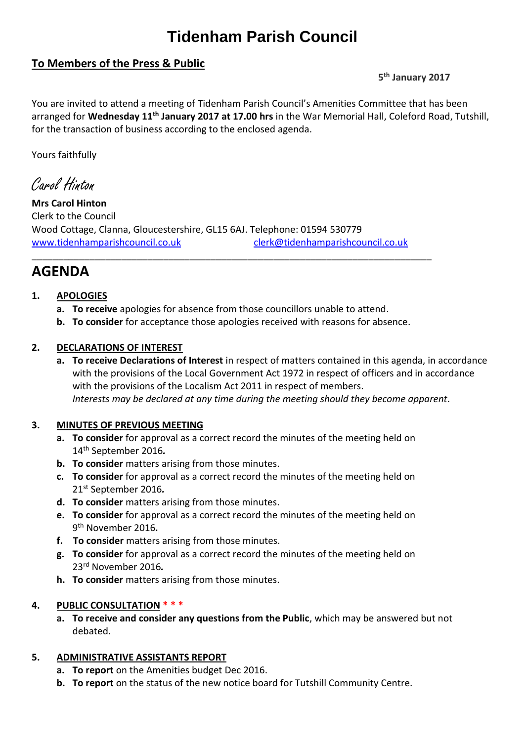# Tidenham Parish Council

## To Members of the Press & Public

**5th January 2017**

You are invited to attend a meeting of Tidenham Parish Council's Amenities Committee that has been arranged for **Wednesday 11th January 2017 at 17.00 hrs** in the War Memorial Hall, Coleford Road, Tutshill, for the transaction of business according to the enclosed agenda.

Yours faithfully

*Carol Hinton*

**Mrs Carol Hinton**
Clerk to the Council
Wood Cottage, Clanna, Gloucestershire, GL15 6AJ. Telephone: 01594 530779
www.tidenhamparishcouncil.co.uk clerk@tidenhamparishcouncil.co.uk

---

# AGENDA

**1. APOLOGIES**

- **a. To receive** apologies for absence from those councillors unable to attend.
- **b. To consider** for acceptance those apologies received with reasons for absence.

**2. DECLARATIONS OF INTEREST**

- **a. To receive Declarations of Interest** in respect of matters contained in this agenda, in accordance with the provisions of the Local Government Act 1972 in respect of officers and in accordance with the provisions of the Localism Act 2011 in respect of members.
  *Interests may be declared at any time during the meeting should they become apparent.*

**3. MINUTES OF PREVIOUS MEETING**

- **a. To consider** for approval as a correct record the minutes of the meeting held on 14th September 2016.
- **b. To consider** matters arising from those minutes.
- **c. To consider** for approval as a correct record the minutes of the meeting held on 21st September 2016.
- **d. To consider** matters arising from those minutes.
- **e. To consider** for approval as a correct record the minutes of the meeting held on 9th November 2016.
- **f. To consider** matters arising from those minutes.
- **g. To consider** for approval as a correct record the minutes of the meeting held on 23rd November 2016.
- **h. To consider** matters arising from those minutes.

**4. PUBLIC CONSULTATION * * ***

- **a. To receive and consider any questions from the Public**, which may be answered but not debated.

**5. ADMINISTRATIVE ASSISTANTS REPORT**

- **a. To report** on the Amenities budget Dec 2016.
- **b. To report** on the status of the new notice board for Tutshill Community Centre.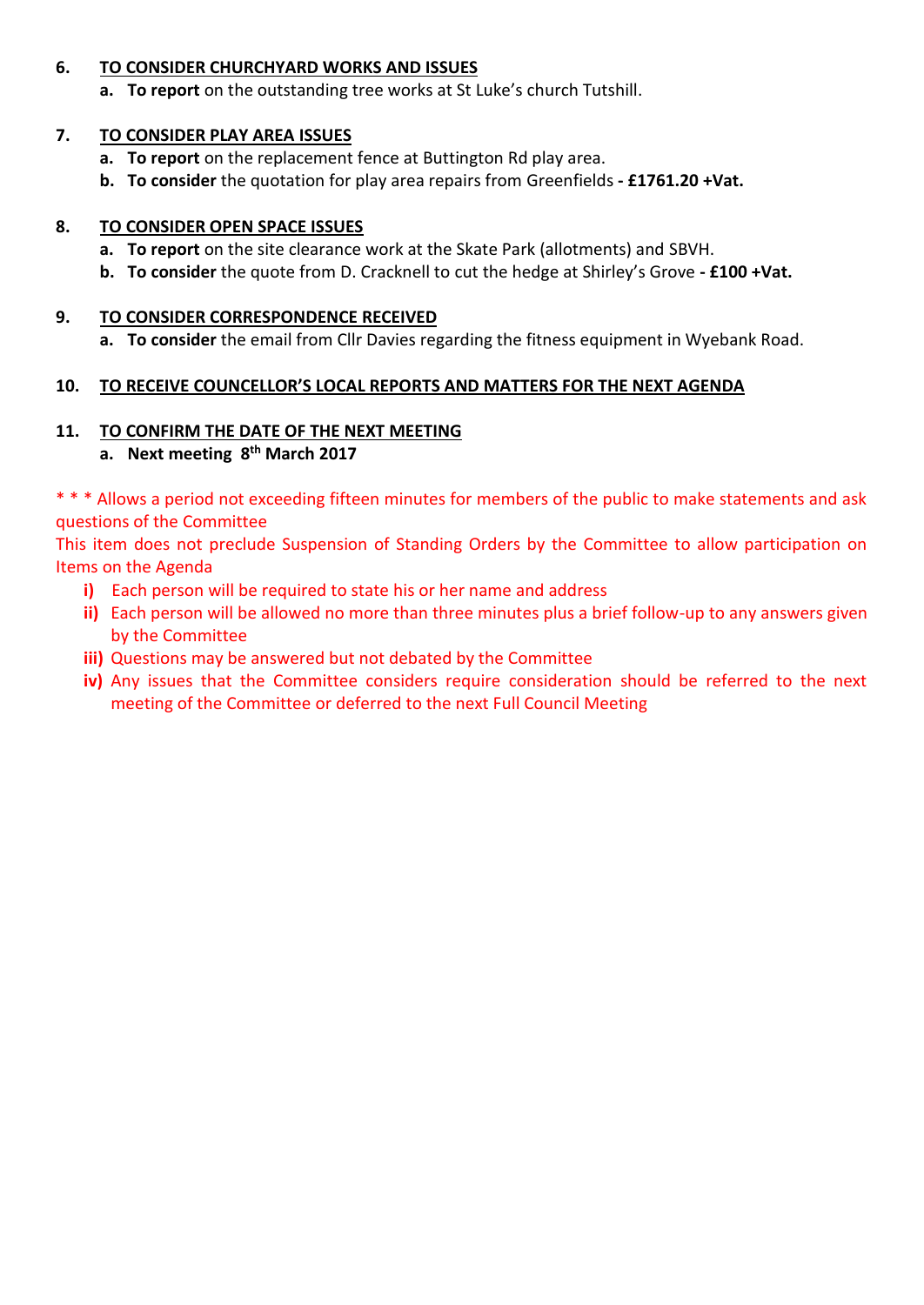6. **TO CONSIDER CHURCHYARD WORKS AND ISSUES**
   a. **To report** on the outstanding tree works at St Luke's church Tutshill.

7. **TO CONSIDER PLAY AREA ISSUES**
   a. **To report** on the replacement fence at Buttington Rd play area.
   b. **To consider** the quotation for play area repairs from Greenfields **- £1761.20 +Vat.**

8. **TO CONSIDER OPEN SPACE ISSUES**
   a. **To report** on the site clearance work at the Skate Park (allotments) and SBVH.
   b. **To consider** the quote from D. Cracknell to cut the hedge at Shirley's Grove **- £100 +Vat.**

9. **TO CONSIDER CORRESPONDENCE RECEIVED**
   a. **To consider** the email from Cllr Davies regarding the fitness equipment in Wyebank Road.

10. **TO RECEIVE COUNCELLOR'S LOCAL REPORTS AND MATTERS FOR THE NEXT AGENDA**

11. **TO CONFIRM THE DATE OF THE NEXT MEETING**
    a. **Next meeting 8th March 2017**

* * * Allows a period not exceeding fifteen minutes for members of the public to make statements and ask questions of the Committee
This item does not preclude Suspension of Standing Orders by the Committee to allow participation on Items on the Agenda

- **i)** Each person will be required to state his or her name and address
- **ii)** Each person will be allowed no more than three minutes plus a brief follow-up to any answers given by the Committee
- **iii)** Questions may be answered but not debated by the Committee
- **iv)** Any issues that the Committee considers require consideration should be referred to the next meeting of the Committee or deferred to the next Full Council Meeting